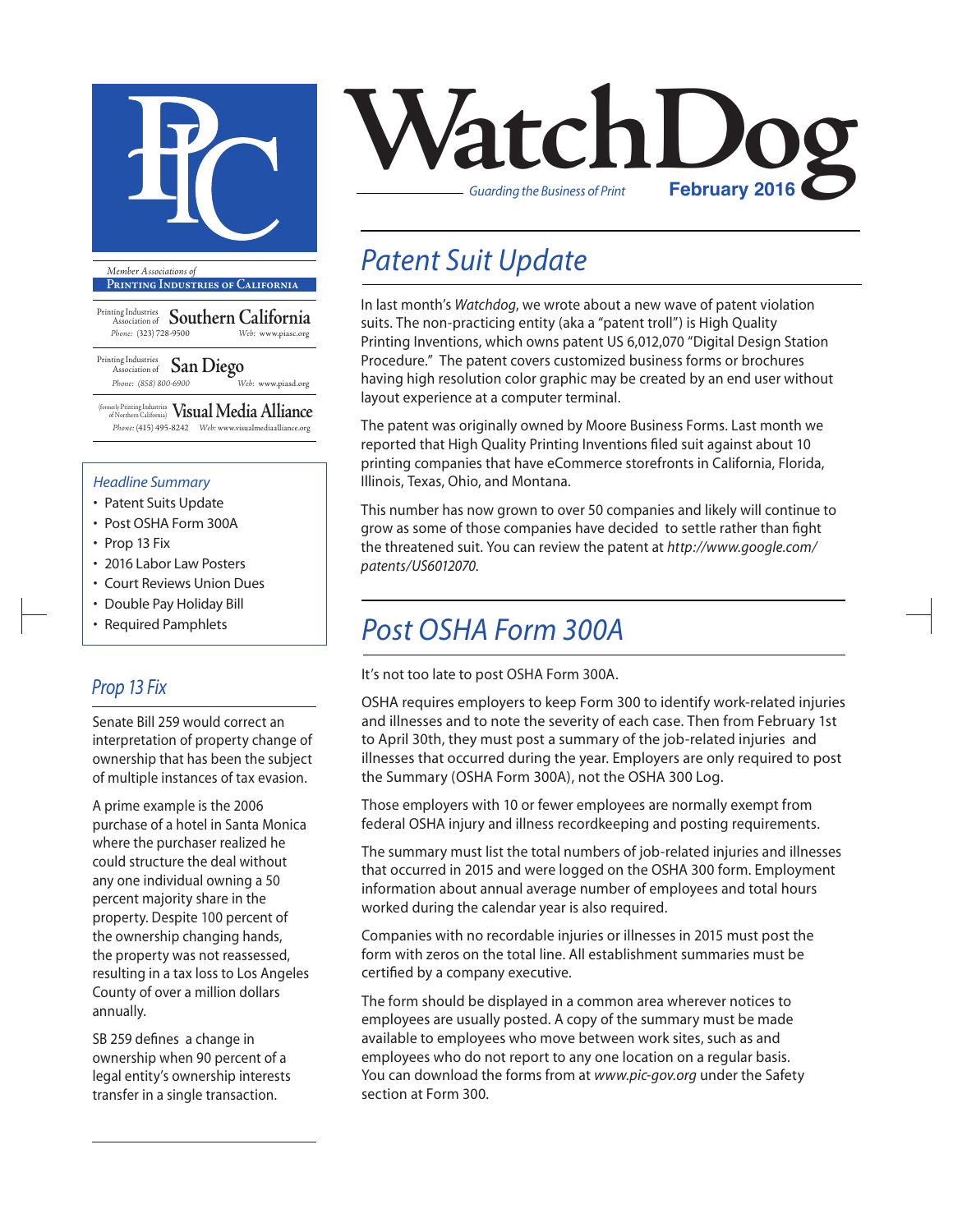# WatchDog

*Guarding the Business of Print* **February 2016**

*Member Associations of*
**Printing Industries of California**

Printing Industries Association of **Southern California**
Phone: (323) 728-9500 Web: www.piasc.org

Printing Industries Association of **San Diego**
Phone: (858) 800-6900 Web: www.piasd.org

(formerly Printing Industries of Northern California) **Visual Media Alliance**
Phone: (415) 495-8242 Web: www.visualmediaalliance.org

### *Headline Summary*

- Patent Suits Update
- Post OSHA Form 300A
- Prop 13 Fix
- 2016 Labor Law Posters
- Court Reviews Union Dues
- Double Pay Holiday Bill
- Required Pamphlets

## *Patent Suit Update*

In last month's *Watchdog*, we wrote about a new wave of patent violation suits. The non-practicing entity (aka a "patent troll") is High Quality Printing Inventions, which owns patent US 6,012,070 "Digital Design Station Procedure." The patent covers customized business forms or brochures having high resolution color graphic may be created by an end user without layout experience at a computer terminal.

The patent was originally owned by Moore Business Forms. Last month we reported that High Quality Printing Inventions filed suit against about 10 printing companies that have eCommerce storefronts in California, Florida, Illinois, Texas, Ohio, and Montana.

This number has now grown to over 50 companies and likely will continue to grow as some of those companies have decided to settle rather than fight the threatened suit. You can review the patent at *http://www.google.com/patents/US6012070.*

## *Post OSHA Form 300A*

It's not too late to post OSHA Form 300A.

OSHA requires employers to keep Form 300 to identify work-related injuries and illnesses and to note the severity of each case. Then from February 1st to April 30th, they must post a summary of the job-related injuries and illnesses that occurred during the year. Employers are only required to post the Summary (OSHA Form 300A), not the OSHA 300 Log.

Those employers with 10 or fewer employees are normally exempt from federal OSHA injury and illness recordkeeping and posting requirements.

The summary must list the total numbers of job-related injuries and illnesses that occurred in 2015 and were logged on the OSHA 300 form. Employment information about annual average number of employees and total hours worked during the calendar year is also required.

Companies with no recordable injuries or illnesses in 2015 must post the form with zeros on the total line. All establishment summaries must be certified by a company executive.

The form should be displayed in a common area wherever notices to employees are usually posted. A copy of the summary must be made available to employees who move between work sites, such as and employees who do not report to any one location on a regular basis. You can download the forms from at *www.pic-gov.org* under the Safety section at Form 300.

## *Prop 13 Fix*

Senate Bill 259 would correct an interpretation of property change of ownership that has been the subject of multiple instances of tax evasion.

A prime example is the 2006 purchase of a hotel in Santa Monica where the purchaser realized he could structure the deal without any one individual owning a 50 percent majority share in the property. Despite 100 percent of the ownership changing hands, the property was not reassessed, resulting in a tax loss to Los Angeles County of over a million dollars annually.

SB 259 defines a change in ownership when 90 percent of a legal entity's ownership interests transfer in a single transaction.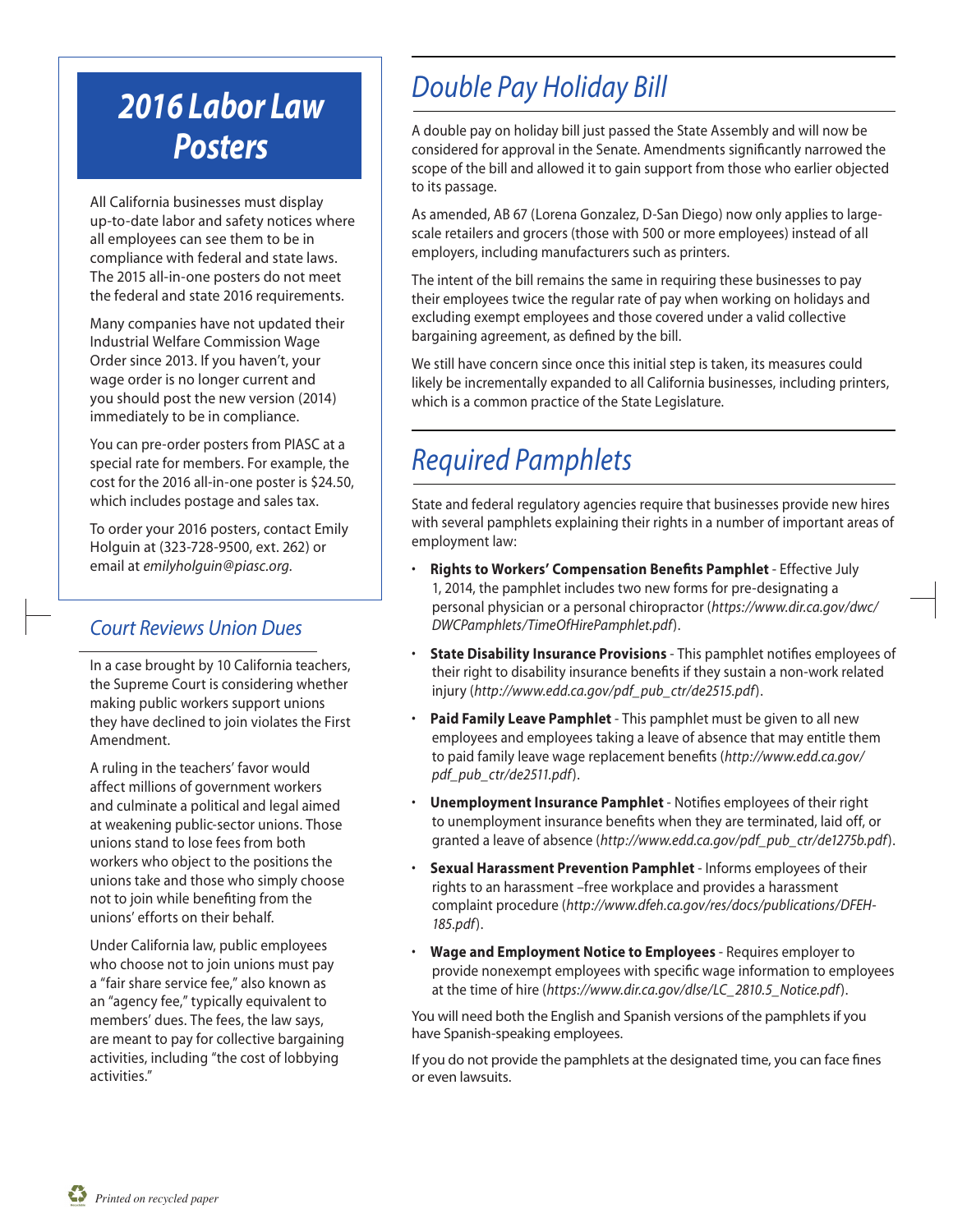# 2016 Labor Law Posters

All California businesses must display up-to-date labor and safety notices where all employees can see them to be in compliance with federal and state laws. The 2015 all-in-one posters do not meet the federal and state 2016 requirements.

Many companies have not updated their Industrial Welfare Commission Wage Order since 2013. If you haven't, your wage order is no longer current and you should post the new version (2014) immediately to be in compliance.

You can pre-order posters from PIASC at a special rate for members. For example, the cost for the 2016 all-in-one poster is $24.50, which includes postage and sales tax.

To order your 2016 posters, contact Emily Holguin at (323-728-9500, ext. 262) or email at *emilyholguin@piasc.org*.

## Court Reviews Union Dues

In a case brought by 10 California teachers, the Supreme Court is considering whether making public workers support unions they have declined to join violates the First Amendment.

A ruling in the teachers' favor would affect millions of government workers and culminate a political and legal aimed at weakening public-sector unions. Those unions stand to lose fees from both workers who object to the positions the unions take and those who simply choose not to join while benefiting from the unions' efforts on their behalf.

Under California law, public employees who choose not to join unions must pay a "fair share service fee," also known as an "agency fee," typically equivalent to members' dues. The fees, the law says, are meant to pay for collective bargaining activities, including "the cost of lobbying activities."

# Double Pay Holiday Bill

A double pay on holiday bill just passed the State Assembly and will now be considered for approval in the Senate. Amendments significantly narrowed the scope of the bill and allowed it to gain support from those who earlier objected to its passage.

As amended, AB 67 (Lorena Gonzalez, D-San Diego) now only applies to large-scale retailers and grocers (those with 500 or more employees) instead of all employers, including manufacturers such as printers.

The intent of the bill remains the same in requiring these businesses to pay their employees twice the regular rate of pay when working on holidays and excluding exempt employees and those covered under a valid collective bargaining agreement, as defined by the bill.

We still have concern since once this initial step is taken, its measures could likely be incrementally expanded to all California businesses, including printers, which is a common practice of the State Legislature.

# Required Pamphlets

State and federal regulatory agencies require that businesses provide new hires with several pamphlets explaining their rights in a number of important areas of employment law:

- **Rights to Workers' Compensation Benefits Pamphlet** - Effective July 1, 2014, the pamphlet includes two new forms for pre-designating a personal physician or a personal chiropractor (*https://www.dir.ca.gov/dwc/DWCPamphlets/TimeOfHirePamphlet.pdf*).
- **State Disability Insurance Provisions** - This pamphlet notifies employees of their right to disability insurance benefits if they sustain a non-work related injury (*http://www.edd.ca.gov/pdf_pub_ctr/de2515.pdf*).
- **Paid Family Leave Pamphlet** - This pamphlet must be given to all new employees and employees taking a leave of absence that may entitle them to paid family leave wage replacement benefits (*http://www.edd.ca.gov/pdf_pub_ctr/de2511.pdf*).
- **Unemployment Insurance Pamphlet** - Notifies employees of their right to unemployment insurance benefits when they are terminated, laid off, or granted a leave of absence (*http://www.edd.ca.gov/pdf_pub_ctr/de1275b.pdf*).
- **Sexual Harassment Prevention Pamphlet** - Informs employees of their rights to an harassment –free workplace and provides a harassment complaint procedure (*http://www.dfeh.ca.gov/res/docs/publications/DFEH-185.pdf*).
- **Wage and Employment Notice to Employees** - Requires employer to provide nonexempt employees with specific wage information to employees at the time of hire (*https://www.dir.ca.gov/dlse/LC_2810.5_Notice.pdf*).

You will need both the English and Spanish versions of the pamphlets if you have Spanish-speaking employees.

If you do not provide the pamphlets at the designated time, you can face fines or even lawsuits.

*Printed on recycled paper*